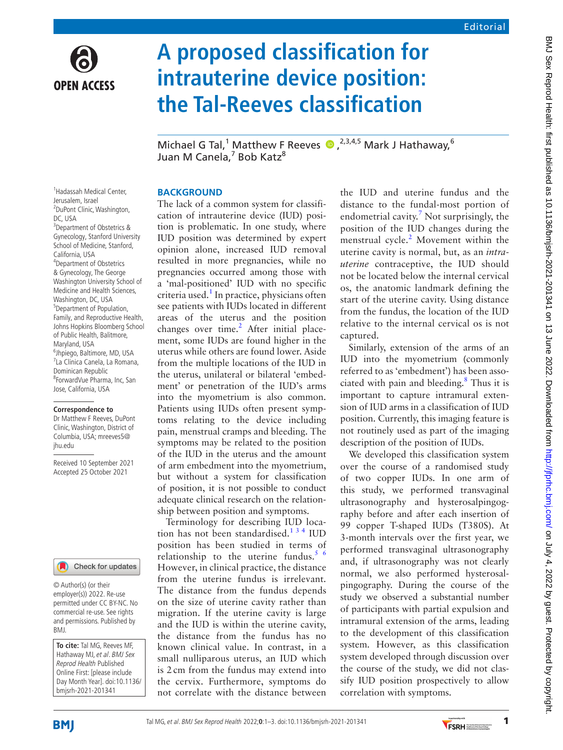Editorial

# A proposed classification for intrauterine device position: the Tal-Reeves classification

Michael G Tal,[1] Matthew F Reeves,[2,3,4,5] Mark J Hathaway,[6] Juan M Canela,[7] Bob Katz[8]

[1]Hadassah Medical Center, Jerusalem, Israel
[2]DuPont Clinic, Washington, DC, USA
[3]Department of Obstetrics & Gynecology, Stanford University School of Medicine, Stanford, California, USA
[4]Department of Obstetrics & Gynecology, The George Washington University School of Medicine and Health Sciences, Washington, DC, USA
[5]Department of Population, Family, and Reproductive Health, Johns Hopkins Bloomberg School of Public Health, Balitmore, Maryland, USA
[6]Jhpiego, Baltimore, MD, USA
[7]La Clinica Canela, La Romana, Dominican Republic
[8]ForwardVue Pharma, Inc, San Jose, California, USA

**Correspondence to**
Dr Matthew F Reeves, DuPont Clinic, Washington, District of Columbia, USA; mreeves5@jhu.edu

Received 10 September 2021
Accepted 25 October 2021

© Author(s) (or their employer(s)) 2022. Re-use permitted under CC BY-NC. No commercial re-use. See rights and permissions. Published by BMJ.

**To cite:** Tal MG, Reeves MF, Hathaway MJ, *et al*. *BMJ Sex Reprod Health* Published Online First: [please include Day Month Year]. doi:10.1136/bmjsrh-2021-201341

## BACKGROUND

The lack of a common system for classification of intrauterine device (IUD) position is problematic. In one study, where IUD position was determined by expert opinion alone, increased IUD removal resulted in more pregnancies, while no pregnancies occurred among those with a 'mal-positioned' IUD with no specific criteria used.[1] In practice, physicians often see patients with IUDs located in different areas of the uterus and the position changes over time.[2] After initial placement, some IUDs are found higher in the uterus while others are found lower. Aside from the multiple locations of the IUD in the uterus, unilateral or bilateral 'embedment' or penetration of the IUD's arms into the myometrium is also common. Patients using IUDs often present symptoms relating to the device including pain, menstrual cramps and bleeding. The symptoms may be related to the position of the IUD in the uterus and the amount of arm embedment into the myometrium, but without a system for classification of position, it is not possible to conduct adequate clinical research on the relationship between position and symptoms.

Terminology for describing IUD location has not been standardised.[1,3,4] IUD position has been studied in terms of relationship to the uterine fundus.[5,6] However, in clinical practice, the distance from the uterine fundus is irrelevant. The distance from the fundus depends on the size of uterine cavity rather than migration. If the uterine cavity is large and the IUD is within the uterine cavity, the distance from the fundus has no known clinical value. In contrast, in a small nulliparous uterus, an IUD which is 2 cm from the fundus may extend into the cervix. Furthermore, symptoms do not correlate with the distance between the IUD and uterine fundus and the distance to the fundal-most portion of endometrial cavity.[7] Not surprisingly, the position of the IUD changes during the menstrual cycle.[2] Movement within the uterine cavity is normal, but, as an *intrauterine* contraceptive, the IUD should not be located below the internal cervical os, the anatomic landmark defining the start of the uterine cavity. Using distance from the fundus, the location of the IUD relative to the internal cervical os is not captured.

Similarly, extension of the arms of an IUD into the myometrium (commonly referred to as 'embedment') has been associated with pain and bleeding.[8] Thus it is important to capture intramural extension of IUD arms in a classification of IUD position. Currently, this imaging feature is not routinely used as part of the imaging description of the position of IUDs.

We developed this classification system over the course of a randomised study of two copper IUDs. In one arm of this study, we performed transvaginal ultrasonography and hysterosalpingography before and after each insertion of 99 copper T-shaped IUDs (T380S). At 3-month intervals over the first year, we performed transvaginal ultrasonography and, if ultrasonography was not clearly normal, we also performed hysterosalpingography. During the course of the study we observed a substantial number of participants with partial expulsion and intramural extension of the arms, leading to the development of this classification system. However, as this classification system developed through discussion over the course of the study, we did not classify IUD position prospectively to allow correlation with symptoms.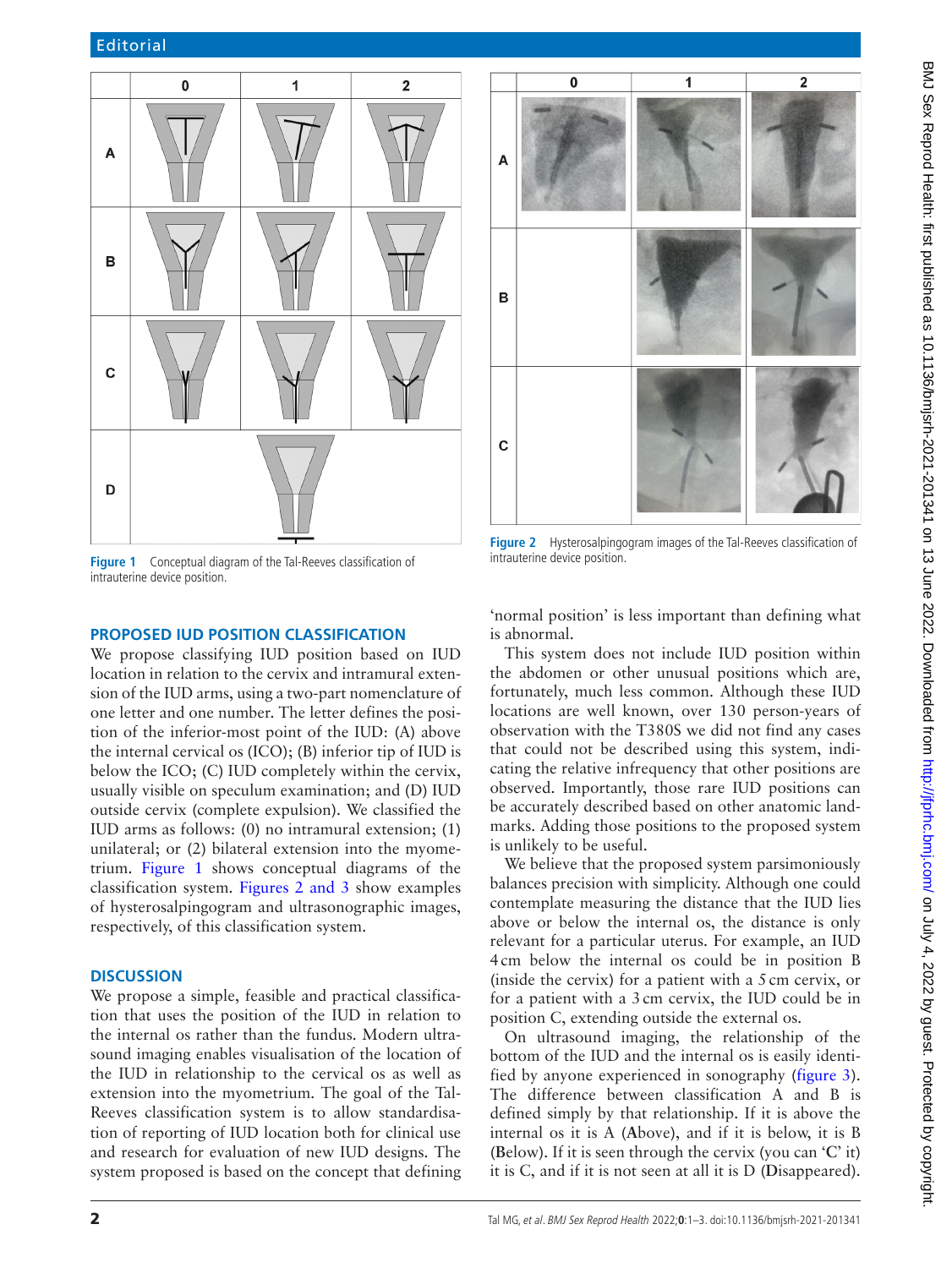Figure 1 Conceptual diagram of the Tal-Reeves classification of intrauterine device position.

Figure 2 Hysterosalpingogram images of the Tal-Reeves classification of intrauterine device position.

## PROPOSED IUD POSITION CLASSIFICATION

We propose classifying IUD position based on IUD location in relation to the cervix and intramural extension of the IUD arms, using a two-part nomenclature of one letter and one number. The letter defines the position of the inferior-most point of the IUD: (A) above the internal cervical os (ICO); (B) inferior tip of IUD is below the ICO; (C) IUD completely within the cervix, usually visible on speculum examination; and (D) IUD outside cervix (complete expulsion). We classified the IUD arms as follows: (0) no intramural extension; (1) unilateral; or (2) bilateral extension into the myometrium. Figure 1 shows conceptual diagrams of the classification system. Figures 2 and 3 show examples of hysterosalpingogram and ultrasonographic images, respectively, of this classification system.

## DISCUSSION

We propose a simple, feasible and practical classification that uses the position of the IUD in relation to the internal os rather than the fundus. Modern ultrasound imaging enables visualisation of the location of the IUD in relationship to the cervical os as well as extension into the myometrium. The goal of the Tal-Reeves classification system is to allow standardisation of reporting of IUD location both for clinical use and research for evaluation of new IUD designs. The system proposed is based on the concept that defining 'normal position' is less important than defining what is abnormal.

This system does not include IUD position within the abdomen or other unusual positions which are, fortunately, much less common. Although these IUD locations are well known, over 130 person-years of observation with the T380S we did not find any cases that could not be described using this system, indicating the relative infrequency that other positions are observed. Importantly, those rare IUD positions can be accurately described based on other anatomic landmarks. Adding those positions to the proposed system is unlikely to be useful.

We believe that the proposed system parsimoniously balances precision with simplicity. Although one could contemplate measuring the distance that the IUD lies above or below the internal os, the distance is only relevant for a particular uterus. For example, an IUD 4 cm below the internal os could be in position B (inside the cervix) for a patient with a 5 cm cervix, or for a patient with a 3 cm cervix, the IUD could be in position C, extending outside the external os.

On ultrasound imaging, the relationship of the bottom of the IUD and the internal os is easily identified by anyone experienced in sonography (figure 3). The difference between classification A and B is defined simply by that relationship. If it is above the internal os it is A (**A**bove), and if it is below, it is B (**B**elow). If it is seen through the cervix (you can '**C**' it) it is C, and if it is not seen at all it is D (**D**isappeared).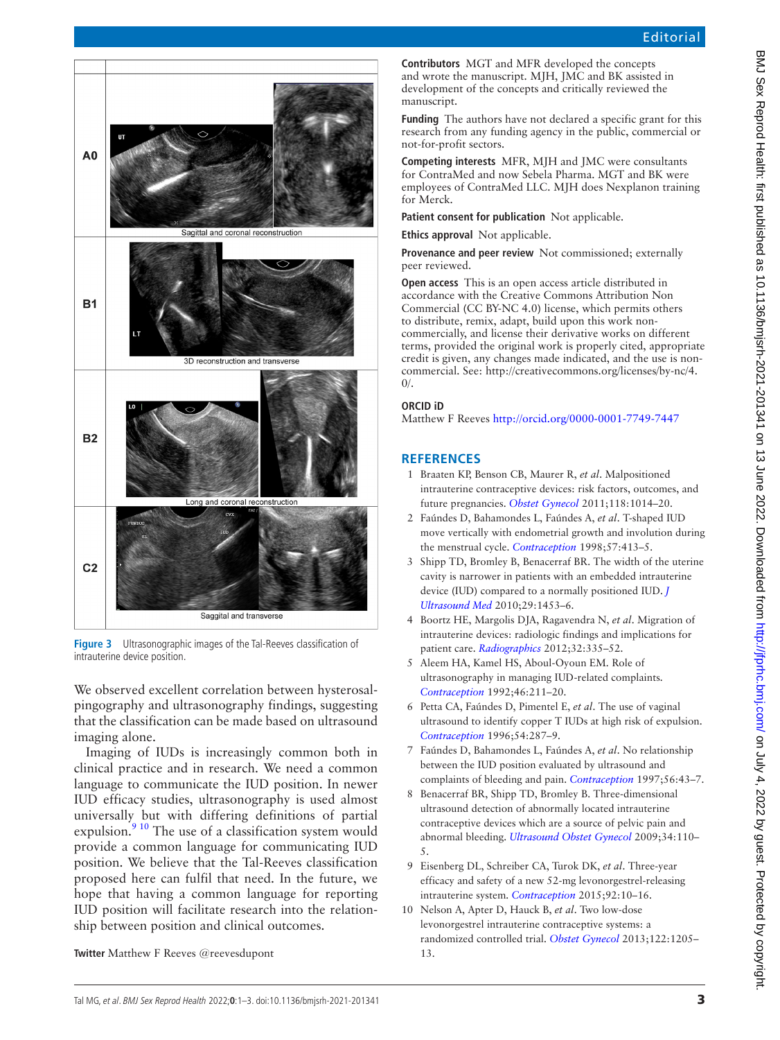A0

Sagittal and coronal reconstruction

B1

3D reconstruction and transverse

B2

Long and coronal reconstruction

C2

Sagittal and transverse

**Figure 3** Ultrasonographic images of the Tal-Reeves classification of intrauterine device position.

We observed excellent correlation between hysterosalpingography and ultrasonography findings, suggesting that the classification can be made based on ultrasound imaging alone.

Imaging of IUDs is increasingly common both in clinical practice and in research. We need a common language to communicate the IUD position. In newer IUD efficacy studies, ultrasonography is used almost universally but with differing definitions of partial expulsion.[9 10] The use of a classification system would provide a common language for communicating IUD position. We believe that the Tal-Reeves classification proposed here can fulfil that need. In the future, we hope that having a common language for reporting IUD position will facilitate research into the relationship between position and clinical outcomes.

**Twitter** Matthew F Reeves @reevesdupont

**Contributors** MGT and MFR developed the concepts and wrote the manuscript. MJH, JMC and BK assisted in development of the concepts and critically reviewed the manuscript.

**Funding** The authors have not declared a specific grant for this research from any funding agency in the public, commercial or not-for-profit sectors.

**Competing interests** MFR, MJH and JMC were consultants for ContraMed and now Sebela Pharma. MGT and BK were employees of ContraMed LLC. MJH does Nexplanon training for Merck.

**Patient consent for publication** Not applicable.

**Ethics approval** Not applicable.

**Provenance and peer review** Not commissioned; externally peer reviewed.

**Open access** This is an open access article distributed in accordance with the Creative Commons Attribution Non Commercial (CC BY-NC 4.0) license, which permits others to distribute, remix, adapt, build upon this work non-commercially, and license their derivative works on different terms, provided the original work is properly cited, appropriate credit is given, any changes made indicated, and the use is non-commercial. See: http://creativecommons.org/licenses/by-nc/4.0/.

**ORCID iD**

Matthew F Reeves http://orcid.org/0000-0001-7749-7447

## REFERENCES

1. Braaten KP, Benson CB, Maurer R, *et al*. Malpositioned intrauterine contraceptive devices: risk factors, outcomes, and future pregnancies. *Obstet Gynecol* 2011;118:1014–20.
2. Faúndes D, Bahamondes L, Faúndes A, *et al*. T-shaped IUD move vertically with endometrial growth and involution during the menstrual cycle. *Contraception* 1998;57:413–5.
3. Shipp TD, Bromley B, Benacerraf BR. The width of the uterine cavity is narrower in patients with an embedded intrauterine device (IUD) compared to a normally positioned IUD. *J Ultrasound Med* 2010;29:1453–6.
4. Boortz HE, Margolis DJA, Ragavendra N, *et al*. Migration of intrauterine devices: radiologic findings and implications for patient care. *Radiographics* 2012;32:335–52.
5. Aleem HA, Kamel HS, Aboul-Oyoun EM. Role of ultrasonography in managing IUD-related complaints. *Contraception* 1992;46:211–20.
6. Petta CA, Faúndes D, Pimentel E, *et al*. The use of vaginal ultrasound to identify copper T IUDs at high risk of expulsion. *Contraception* 1996;54:287–9.
7. Faúndes D, Bahamondes L, Faúndes A, *et al*. No relationship between the IUD position evaluated by ultrasound and complaints of bleeding and pain. *Contraception* 1997;56:43–7.
8. Benacerraf BR, Shipp TD, Bromley B. Three-dimensional ultrasound detection of abnormally located intrauterine contraceptive devices which are a source of pelvic pain and abnormal bleeding. *Ultrasound Obstet Gynecol* 2009;34:110–5.
9. Eisenberg DL, Schreiber CA, Turok DK, *et al*. Three-year efficacy and safety of a new 52-mg levonorgestrel-releasing intrauterine system. *Contraception* 2015;92:10–16.
10. Nelson A, Apter D, Hauck B, *et al*. Two low-dose levonorgestrel intrauterine contraceptive systems: a randomized controlled trial. *Obstet Gynecol* 2013;122:1205–13.